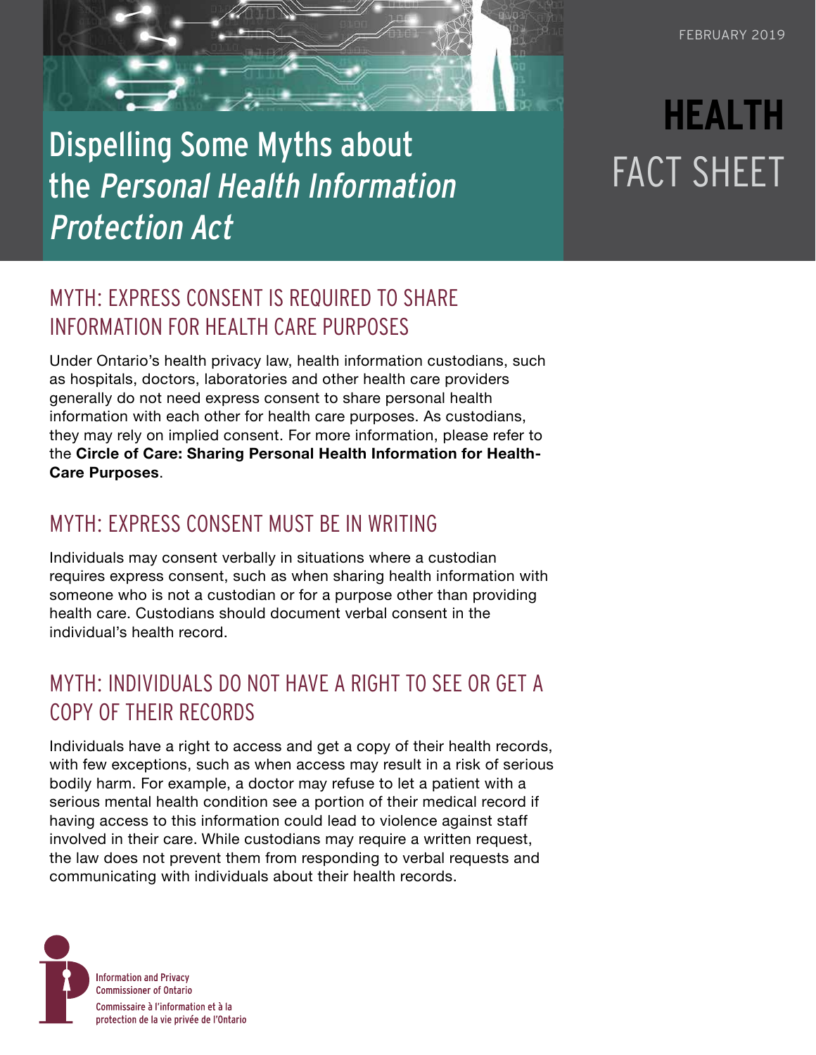FEBRUARY 2019

# Dispelling Some Myths about the *Personal Health Information Protection Act*

**HEALTH** FACT SHEET

## MYTH: EXPRESS CONSENT IS REQUIRED TO SHARE INFORMATION FOR HEALTH CARE PURPOSES

Under Ontario's health privacy law, health information custodians, such as hospitals, doctors, laboratories and other health care providers generally do not need express consent to share personal health information with each other for health care purposes. As custodians, they may rely on implied consent. For more information, please refer to the **Circle of Care: Sharing Personal Health Information for Health-Care Purposes**.

## MYTH: EXPRESS CONSENT MUST BE IN WRITING

Individuals may consent verbally in situations where a custodian requires express consent, such as when sharing health information with someone who is not a custodian or for a purpose other than providing health care. Custodians should document verbal consent in the individual's health record.

## MYTH: INDIVIDUALS DO NOT HAVE A RIGHT TO SEE OR GET A COPY OF THEIR RECORDS

Individuals have a right to access and get a copy of their health records, with few exceptions, such as when access may result in a risk of serious bodily harm. For example, a doctor may refuse to let a patient with a serious mental health condition see a portion of their medical record if having access to this information could lead to violence against staff involved in their care. While custodians may require a written request, the law does not prevent them from responding to verbal requests and communicating with individuals about their health records.

Information and Privacy Commissioner of Ontario
Commissaire à l'information et à la protection de la vie privée de l'Ontario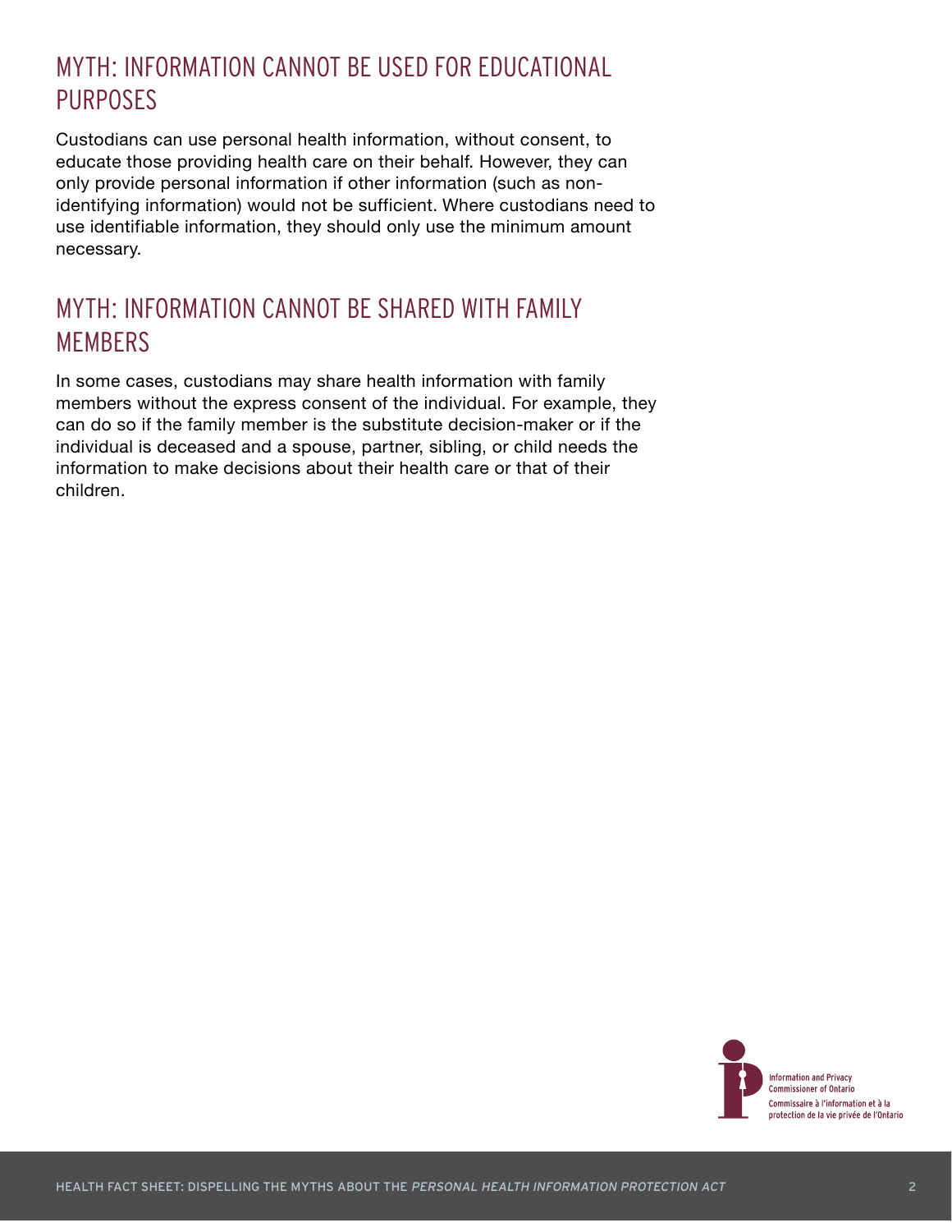## MYTH: INFORMATION CANNOT BE USED FOR EDUCATIONAL PURPOSES

Custodians can use personal health information, without consent, to educate those providing health care on their behalf. However, they can only provide personal information if other information (such as non-identifying information) would not be sufficient. Where custodians need to use identifiable information, they should only use the minimum amount necessary.

## MYTH: INFORMATION CANNOT BE SHARED WITH FAMILY MEMBERS

In some cases, custodians may share health information with family members without the express consent of the individual. For example, they can do so if the family member is the substitute decision-maker or if the individual is deceased and a spouse, partner, sibling, or child needs the information to make decisions about their health care or that of their children.

Information and Privacy Commissioner of Ontario
Commissaire à l'information et à la protection de la vie privée de l'Ontario